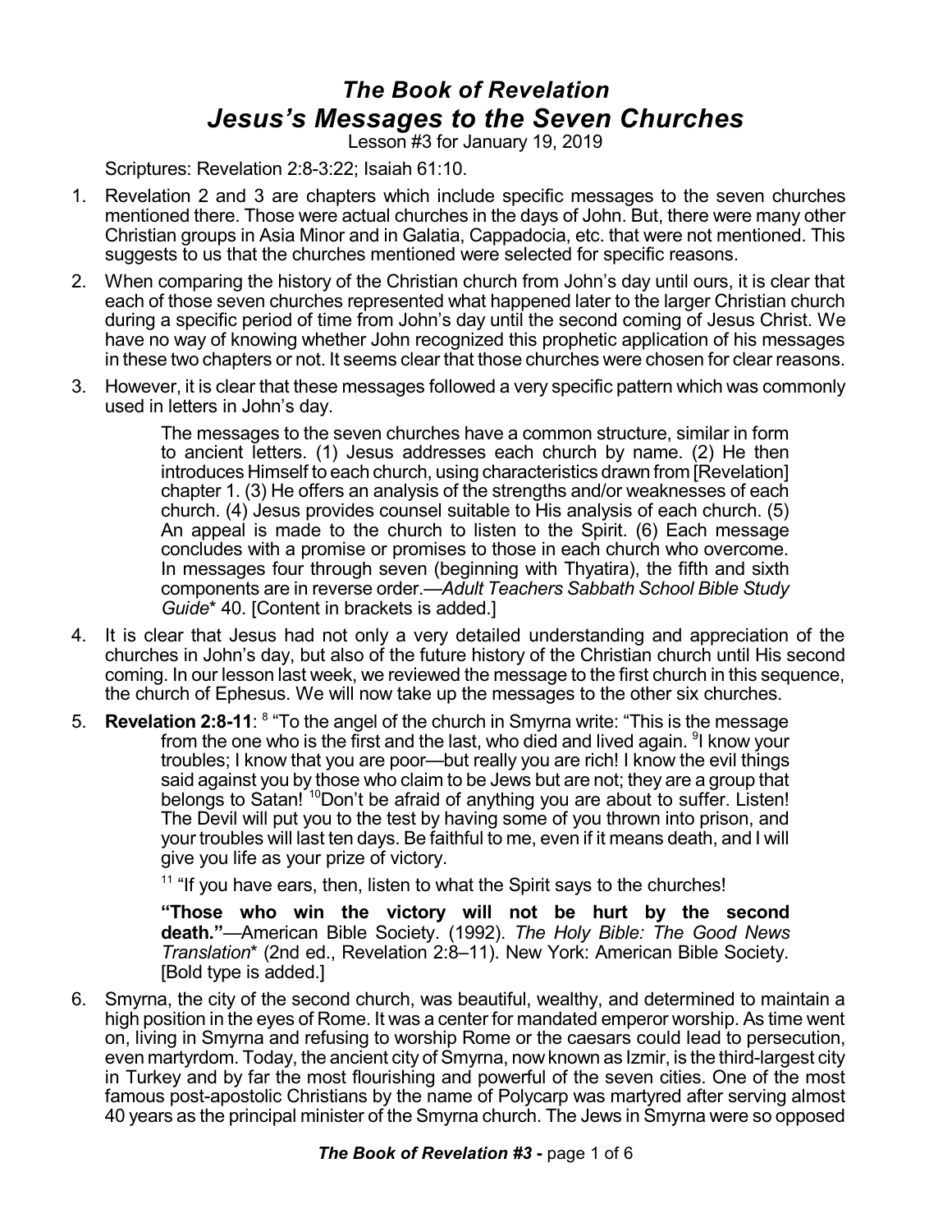# *The Book of Revelation*
# *Jesus's Messages to the Seven Churches*

Lesson #3 for January 19, 2019

Scriptures: Revelation 2:8-3:22; Isaiah 61:10.

1. Revelation 2 and 3 are chapters which include specific messages to the seven churches mentioned there. Those were actual churches in the days of John. But, there were many other Christian groups in Asia Minor and in Galatia, Cappadocia, etc. that were not mentioned. This suggests to us that the churches mentioned were selected for specific reasons.

2. When comparing the history of the Christian church from John's day until ours, it is clear that each of those seven churches represented what happened later to the larger Christian church during a specific period of time from John's day until the second coming of Jesus Christ. We have no way of knowing whether John recognized this prophetic application of his messages in these two chapters or not. It seems clear that those churches were chosen for clear reasons.

3. However, it is clear that these messages followed a very specific pattern which was commonly used in letters in John's day.

   > The messages to the seven churches have a common structure, similar in form to ancient letters. (1) Jesus addresses each church by name. (2) He then introduces Himself to each church, using characteristics drawn from [Revelation] chapter 1. (3) He offers an analysis of the strengths and/or weaknesses of each church. (4) Jesus provides counsel suitable to His analysis of each church. (5) An appeal is made to the church to listen to the Spirit. (6) Each message concludes with a promise or promises to those in each church who overcome. In messages four through seven (beginning with Thyatira), the fifth and sixth components are in reverse order.—*Adult Teachers Sabbath School Bible Study Guide*\* 40. [Content in brackets is added.]

4. It is clear that Jesus had not only a very detailed understanding and appreciation of the churches in John's day, but also of the future history of the Christian church until His second coming. In our lesson last week, we reviewed the message to the first church in this sequence, the church of Ephesus. We will now take up the messages to the other six churches.

5. **Revelation 2:8-11**: [8] "To the angel of the church in Smyrna write: "This is the message from the one who is the first and the last, who died and lived again. [9]I know your troubles; I know that you are poor—but really you are rich! I know the evil things said against you by those who claim to be Jews but are not; they are a group that belongs to Satan! [10]Don't be afraid of anything you are about to suffer. Listen! The Devil will put you to the test by having some of you thrown into prison, and your troubles will last ten days. Be faithful to me, even if it means death, and I will give you life as your prize of victory.

   > [11] "If you have ears, then, listen to what the Spirit says to the churches!
   >
   > **"Those who win the victory will not be hurt by the second death."**—American Bible Society. (1992). *The Holy Bible: The Good News Translation*\* (2nd ed., Revelation 2:8–11). New York: American Bible Society. [Bold type is added.]

6. Smyrna, the city of the second church, was beautiful, wealthy, and determined to maintain a high position in the eyes of Rome. It was a center for mandated emperor worship. As time went on, living in Smyrna and refusing to worship Rome or the caesars could lead to persecution, even martyrdom. Today, the ancient city of Smyrna, now known as Izmir, is the third-largest city in Turkey and by far the most flourishing and powerful of the seven cities. One of the most famous post-apostolic Christians by the name of Polycarp was martyred after serving almost 40 years as the principal minister of the Smyrna church. The Jews in Smyrna were so opposed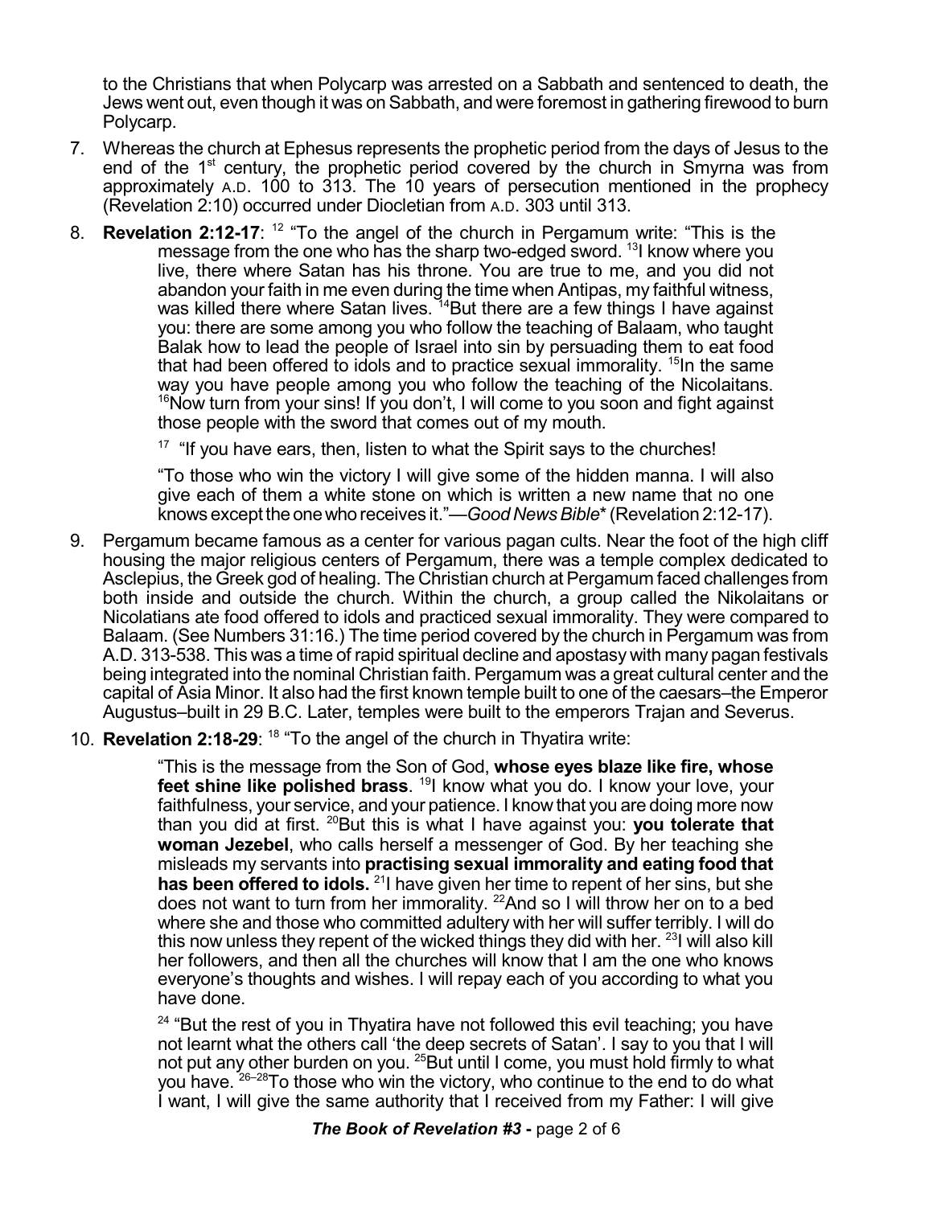to the Christians that when Polycarp was arrested on a Sabbath and sentenced to death, the Jews went out, even though it was on Sabbath, and were foremost in gathering firewood to burn Polycarp.

7. Whereas the church at Ephesus represents the prophetic period from the days of Jesus to the end of the 1st century, the prophetic period covered by the church in Smyrna was from approximately A.D. 100 to 313. The 10 years of persecution mentioned in the prophecy (Revelation 2:10) occurred under Diocletian from A.D. 303 until 313.

8. **Revelation 2:12-17**: [12] "To the angel of the church in Pergamum write: "This is the message from the one who has the sharp two-edged sword. [13]I know where you live, there where Satan has his throne. You are true to me, and you did not abandon your faith in me even during the time when Antipas, my faithful witness, was killed there where Satan lives. [14]But there are a few things I have against you: there are some among you who follow the teaching of Balaam, who taught Balak how to lead the people of Israel into sin by persuading them to eat food that had been offered to idols and to practice sexual immorality. [15]In the same way you have people among you who follow the teaching of the Nicolaitans. [16]Now turn from your sins! If you don't, I will come to you soon and fight against those people with the sword that comes out of my mouth.

   [17] "If you have ears, then, listen to what the Spirit says to the churches!

   "To those who win the victory I will give some of the hidden manna. I will also give each of them a white stone on which is written a new name that no one knows except the one who receives it."—*Good News Bible*\* (Revelation 2:12-17).

9. Pergamum became famous as a center for various pagan cults. Near the foot of the high cliff housing the major religious centers of Pergamum, there was a temple complex dedicated to Asclepius, the Greek god of healing. The Christian church at Pergamum faced challenges from both inside and outside the church. Within the church, a group called the Nikolaitans or Nicolatians ate food offered to idols and practiced sexual immorality. They were compared to Balaam. (See Numbers 31:16.) The time period covered by the church in Pergamum was from A.D. 313-538. This was a time of rapid spiritual decline and apostasy with many pagan festivals being integrated into the nominal Christian faith. Pergamum was a great cultural center and the capital of Asia Minor. It also had the first known temple built to one of the caesars–the Emperor Augustus–built in 29 B.C. Later, temples were built to the emperors Trajan and Severus.

10. **Revelation 2:18-29**: [18] "To the angel of the church in Thyatira write:

    "This is the message from the Son of God, **whose eyes blaze like fire, whose feet shine like polished brass**. [19]I know what you do. I know your love, your faithfulness, your service, and your patience. I know that you are doing more now than you did at first. [20]But this is what I have against you: **you tolerate that woman Jezebel**, who calls herself a messenger of God. By her teaching she misleads my servants into **practising sexual immorality and eating food that has been offered to idols.** [21]I have given her time to repent of her sins, but she does not want to turn from her immorality. [22]And so I will throw her on to a bed where she and those who committed adultery with her will suffer terribly. I will do this now unless they repent of the wicked things they did with her. [23]I will also kill her followers, and then all the churches will know that I am the one who knows everyone's thoughts and wishes. I will repay each of you according to what you have done.

    [24] "But the rest of you in Thyatira have not followed this evil teaching; you have not learnt what the others call 'the deep secrets of Satan'. I say to you that I will not put any other burden on you. [25]But until I come, you must hold firmly to what you have. [26–28]To those who win the victory, who continue to the end to do what I want, I will give the same authority that I received from my Father: I will give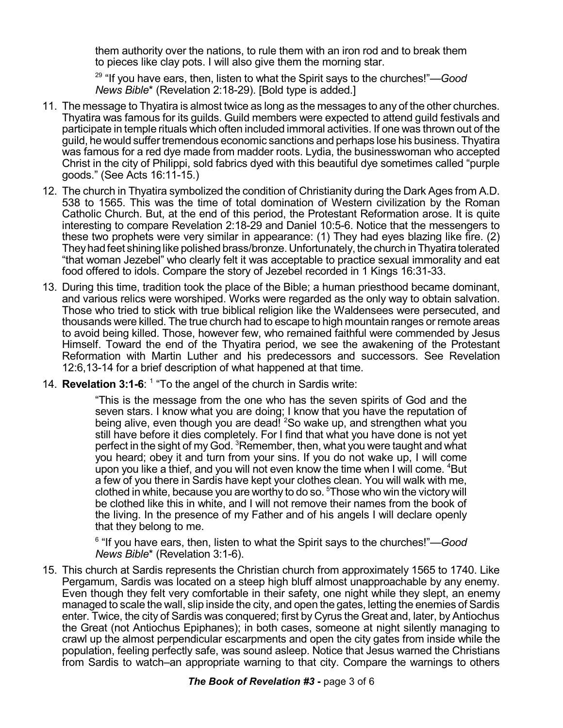> them authority over the nations, to rule them with an iron rod and to break them to pieces like clay pots. I will also give them the morning star.
>
> [29] "If you have ears, then, listen to what the Spirit says to the churches!"—*Good News Bible*\* (Revelation 2:18-29). [Bold type is added.]

11. The message to Thyatira is almost twice as long as the messages to any of the other churches. Thyatira was famous for its guilds. Guild members were expected to attend guild festivals and participate in temple rituals which often included immoral activities. If one was thrown out of the guild, he would suffer tremendous economic sanctions and perhaps lose his business. Thyatira was famous for a red dye made from madder roots. Lydia, the businesswoman who accepted Christ in the city of Philippi, sold fabrics dyed with this beautiful dye sometimes called "purple goods." (See Acts 16:11-15.)

12. The church in Thyatira symbolized the condition of Christianity during the Dark Ages from A.D. 538 to 1565. This was the time of total domination of Western civilization by the Roman Catholic Church. But, at the end of this period, the Protestant Reformation arose. It is quite interesting to compare Revelation 2:18-29 and Daniel 10:5-6. Notice that the messengers to these two prophets were very similar in appearance: (1) They had eyes blazing like fire. (2) They had feet shining like polished brass/bronze. Unfortunately, the church in Thyatira tolerated "that woman Jezebel" who clearly felt it was acceptable to practice sexual immorality and eat food offered to idols. Compare the story of Jezebel recorded in 1 Kings 16:31-33.

13. During this time, tradition took the place of the Bible; a human priesthood became dominant, and various relics were worshiped. Works were regarded as the only way to obtain salvation. Those who tried to stick with true biblical religion like the Waldensees were persecuted, and thousands were killed. The true church had to escape to high mountain ranges or remote areas to avoid being killed. Those, however few, who remained faithful were commended by Jesus Himself. Toward the end of the Thyatira period, we see the awakening of the Protestant Reformation with Martin Luther and his predecessors and successors. See Revelation 12:6,13-14 for a brief description of what happened at that time.

14. **Revelation 3:1-6**: [1] "To the angel of the church in Sardis write:

> "This is the message from the one who has the seven spirits of God and the seven stars. I know what you are doing; I know that you have the reputation of being alive, even though you are dead! [2]So wake up, and strengthen what you still have before it dies completely. For I find that what you have done is not yet perfect in the sight of my God. [3]Remember, then, what you were taught and what you heard; obey it and turn from your sins. If you do not wake up, I will come upon you like a thief, and you will not even know the time when I will come. [4]But a few of you there in Sardis have kept your clothes clean. You will walk with me, clothed in white, because you are worthy to do so. [5]Those who win the victory will be clothed like this in white, and I will not remove their names from the book of the living. In the presence of my Father and of his angels I will declare openly that they belong to me.
>
> [6] "If you have ears, then, listen to what the Spirit says to the churches!"—*Good News Bible*\* (Revelation 3:1-6).

15. This church at Sardis represents the Christian church from approximately 1565 to 1740. Like Pergamum, Sardis was located on a steep high bluff almost unapproachable by any enemy. Even though they felt very comfortable in their safety, one night while they slept, an enemy managed to scale the wall, slip inside the city, and open the gates, letting the enemies of Sardis enter. Twice, the city of Sardis was conquered; first by Cyrus the Great and, later, by Antiochus the Great (not Antiochus Epiphanes); in both cases, someone at night silently managing to crawl up the almost perpendicular escarpments and open the city gates from inside while the population, feeling perfectly safe, was sound asleep. Notice that Jesus warned the Christians from Sardis to watch–an appropriate warning to that city. Compare the warnings to others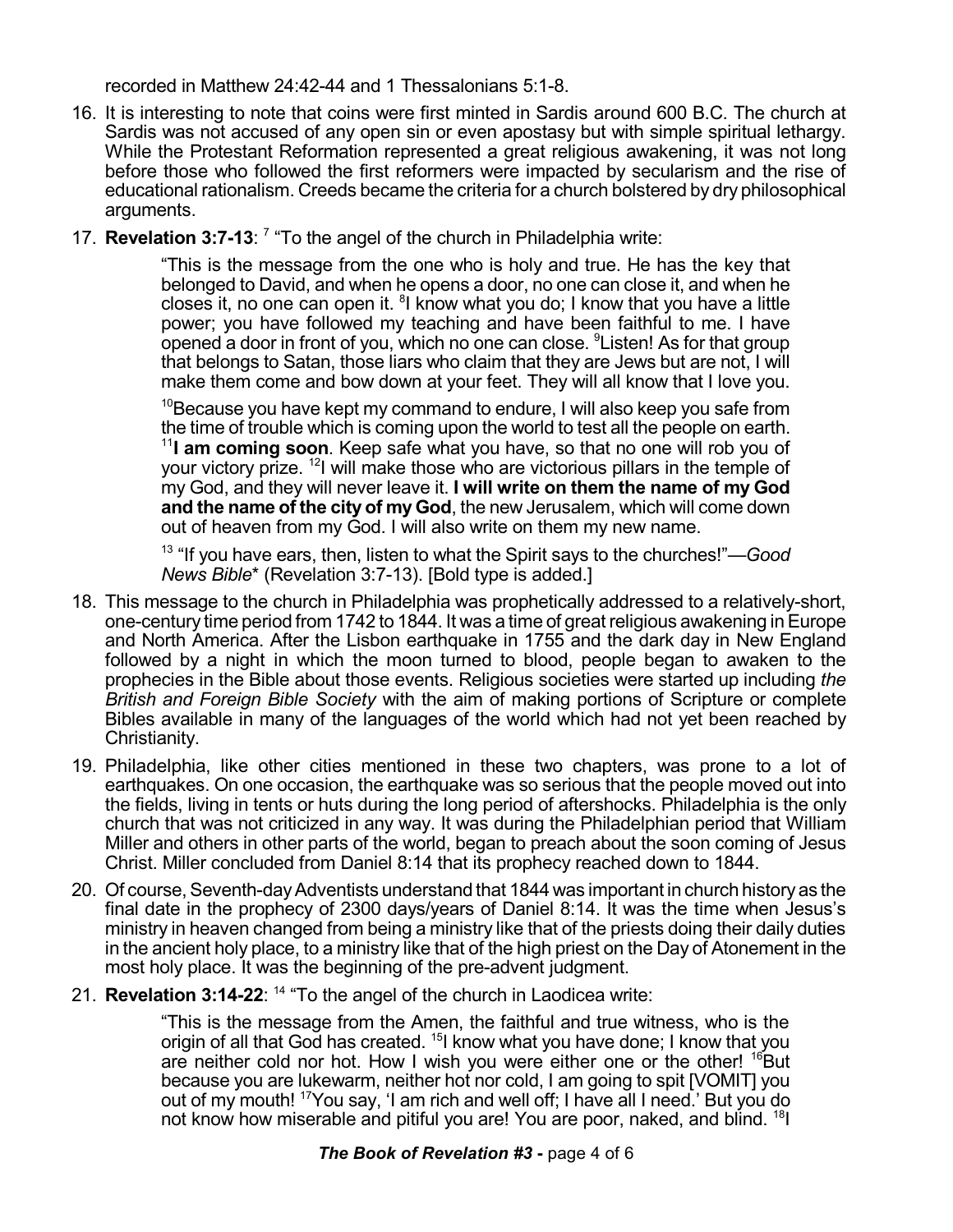recorded in Matthew 24:42-44 and 1 Thessalonians 5:1-8.

16. It is interesting to note that coins were first minted in Sardis around 600 B.C. The church at Sardis was not accused of any open sin or even apostasy but with simple spiritual lethargy. While the Protestant Reformation represented a great religious awakening, it was not long before those who followed the first reformers were impacted by secularism and the rise of educational rationalism. Creeds became the criteria for a church bolstered by dry philosophical arguments.

17. **Revelation 3:7-13**: [7] "To the angel of the church in Philadelphia write:

    "This is the message from the one who is holy and true. He has the key that belonged to David, and when he opens a door, no one can close it, and when he closes it, no one can open it. [8]I know what you do; I know that you have a little power; you have followed my teaching and have been faithful to me. I have opened a door in front of you, which no one can close. [9]Listen! As for that group that belongs to Satan, those liars who claim that they are Jews but are not, I will make them come and bow down at your feet. They will all know that I love you.

    [10]Because you have kept my command to endure, I will also keep you safe from the time of trouble which is coming upon the world to test all the people on earth. [11]**I am coming soon**. Keep safe what you have, so that no one will rob you of your victory prize. [12]I will make those who are victorious pillars in the temple of my God, and they will never leave it. **I will write on them the name of my God and the name of the city of my God**, the new Jerusalem, which will come down out of heaven from my God. I will also write on them my new name.

    [13] "If you have ears, then, listen to what the Spirit says to the churches!"—*Good News Bible*\* (Revelation 3:7-13). [Bold type is added.]

18. This message to the church in Philadelphia was prophetically addressed to a relatively-short, one-century time period from 1742 to 1844. It was a time of great religious awakening in Europe and North America. After the Lisbon earthquake in 1755 and the dark day in New England followed by a night in which the moon turned to blood, people began to awaken to the prophecies in the Bible about those events. Religious societies were started up including *the British and Foreign Bible Society* with the aim of making portions of Scripture or complete Bibles available in many of the languages of the world which had not yet been reached by Christianity.

19. Philadelphia, like other cities mentioned in these two chapters, was prone to a lot of earthquakes. On one occasion, the earthquake was so serious that the people moved out into the fields, living in tents or huts during the long period of aftershocks. Philadelphia is the only church that was not criticized in any way. It was during the Philadelphian period that William Miller and others in other parts of the world, began to preach about the soon coming of Jesus Christ. Miller concluded from Daniel 8:14 that its prophecy reached down to 1844.

20. Of course, Seventh-day Adventists understand that 1844 was important in church history as the final date in the prophecy of 2300 days/years of Daniel 8:14. It was the time when Jesus's ministry in heaven changed from being a ministry like that of the priests doing their daily duties in the ancient holy place, to a ministry like that of the high priest on the Day of Atonement in the most holy place. It was the beginning of the pre-advent judgment.

21. **Revelation 3:14-22**: [14] "To the angel of the church in Laodicea write:

    "This is the message from the Amen, the faithful and true witness, who is the origin of all that God has created. [15]I know what you have done; I know that you are neither cold nor hot. How I wish you were either one or the other! [16]But because you are lukewarm, neither hot nor cold, I am going to spit [VOMIT] you out of my mouth! [17]You say, 'I am rich and well off; I have all I need.' But you do not know how miserable and pitiful you are! You are poor, naked, and blind. [18]I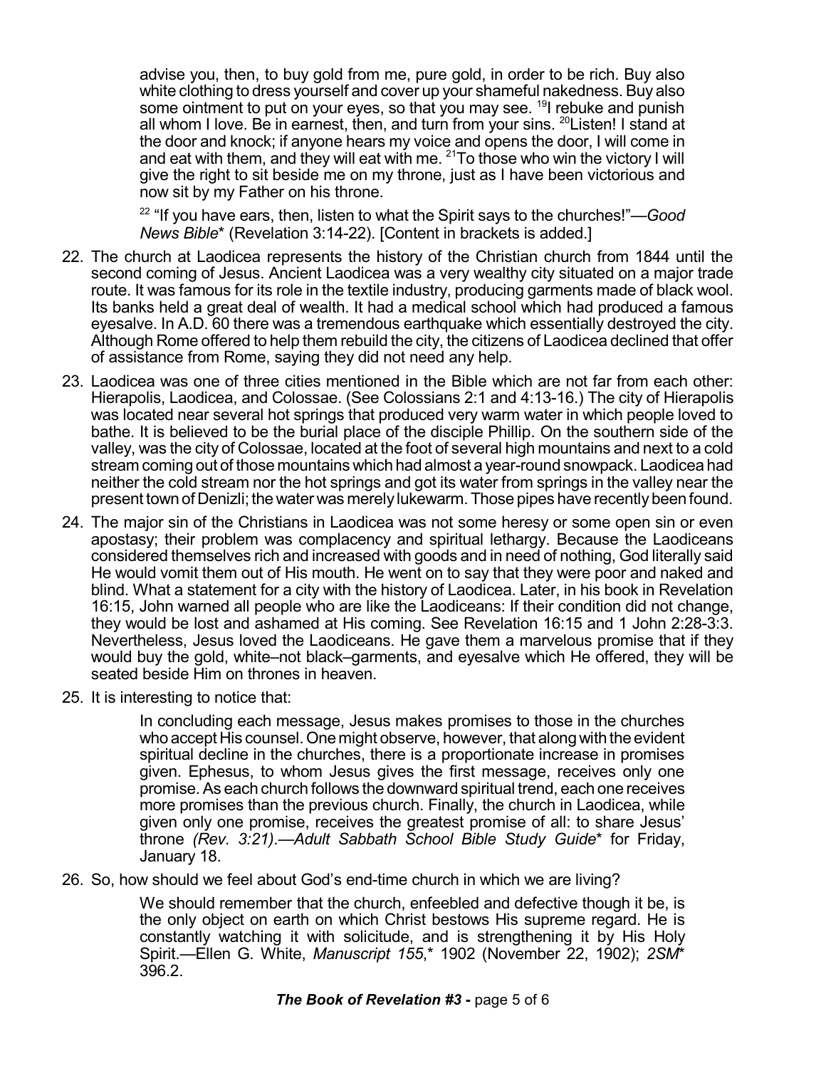advise you, then, to buy gold from me, pure gold, in order to be rich. Buy also white clothing to dress yourself and cover up your shameful nakedness. Buy also some ointment to put on your eyes, so that you may see. [19]I rebuke and punish all whom I love. Be in earnest, then, and turn from your sins. [20]Listen! I stand at the door and knock; if anyone hears my voice and opens the door, I will come in and eat with them, and they will eat with me. [21]To those who win the victory I will give the right to sit beside me on my throne, just as I have been victorious and now sit by my Father on his throne.

> [22] "If you have ears, then, listen to what the Spirit says to the churches!"—*Good News Bible*\* (Revelation 3:14-22). [Content in brackets is added.]

22. The church at Laodicea represents the history of the Christian church from 1844 until the second coming of Jesus. Ancient Laodicea was a very wealthy city situated on a major trade route. It was famous for its role in the textile industry, producing garments made of black wool. Its banks held a great deal of wealth. It had a medical school which had produced a famous eyesalve. In A.D. 60 there was a tremendous earthquake which essentially destroyed the city. Although Rome offered to help them rebuild the city, the citizens of Laodicea declined that offer of assistance from Rome, saying they did not need any help.

23. Laodicea was one of three cities mentioned in the Bible which are not far from each other: Hierapolis, Laodicea, and Colossae. (See Colossians 2:1 and 4:13-16.) The city of Hierapolis was located near several hot springs that produced very warm water in which people loved to bathe. It is believed to be the burial place of the disciple Phillip. On the southern side of the valley, was the city of Colossae, located at the foot of several high mountains and next to a cold stream coming out of those mountains which had almost a year-round snowpack. Laodicea had neither the cold stream nor the hot springs and got its water from springs in the valley near the present town of Denizli; the water was merely lukewarm. Those pipes have recently been found.

24. The major sin of the Christians in Laodicea was not some heresy or some open sin or even apostasy; their problem was complacency and spiritual lethargy. Because the Laodiceans considered themselves rich and increased with goods and in need of nothing, God literally said He would vomit them out of His mouth. He went on to say that they were poor and naked and blind. What a statement for a city with the history of Laodicea. Later, in his book in Revelation 16:15, John warned all people who are like the Laodiceans: If their condition did not change, they would be lost and ashamed at His coming. See Revelation 16:15 and 1 John 2:28-3:3. Nevertheless, Jesus loved the Laodiceans. He gave them a marvelous promise that if they would buy the gold, white–not black–garments, and eyesalve which He offered, they will be seated beside Him on thrones in heaven.

25. It is interesting to notice that:

    > In concluding each message, Jesus makes promises to those in the churches who accept His counsel. One might observe, however, that along with the evident spiritual decline in the churches, there is a proportionate increase in promises given. Ephesus, to whom Jesus gives the first message, receives only one promise. As each church follows the downward spiritual trend, each one receives more promises than the previous church. Finally, the church in Laodicea, while given only one promise, receives the greatest promise of all: to share Jesus' throne *(Rev. 3:21)*.—*Adult Sabbath School Bible Study Guide*\* for Friday, January 18.

26. So, how should we feel about God's end-time church in which we are living?

    > We should remember that the church, enfeebled and defective though it be, is the only object on earth on which Christ bestows His supreme regard. He is constantly watching it with solicitude, and is strengthening it by His Holy Spirit.—Ellen G. White, *Manuscript 155*,\* 1902 (November 22, 1902); *2SM*\* 396.2.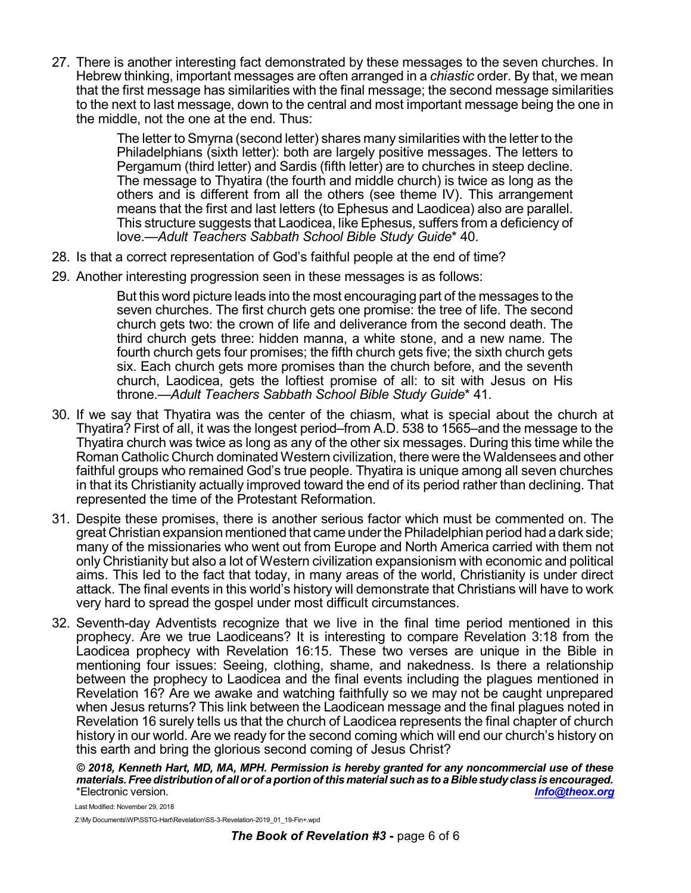27. There is another interesting fact demonstrated by these messages to the seven churches. In Hebrew thinking, important messages are often arranged in a *chiastic* order. By that, we mean that the first message has similarities with the final message; the second message similarities to the next to last message, down to the central and most important message being the one in the middle, not the one at the end. Thus:

   > The letter to Smyrna (second letter) shares many similarities with the letter to the Philadelphians (sixth letter): both are largely positive messages. The letters to Pergamum (third letter) and Sardis (fifth letter) are to churches in steep decline. The message to Thyatira (the fourth and middle church) is twice as long as the others and is different from all the others (see theme IV). This arrangement means that the first and last letters (to Ephesus and Laodicea) also are parallel. This structure suggests that Laodicea, like Ephesus, suffers from a deficiency of love.—*Adult Teachers Sabbath School Bible Study Guide** 40.

28. Is that a correct representation of God's faithful people at the end of time?

29. Another interesting progression seen in these messages is as follows:

   > But this word picture leads into the most encouraging part of the messages to the seven churches. The first church gets one promise: the tree of life. The second church gets two: the crown of life and deliverance from the second death. The third church gets three: hidden manna, a white stone, and a new name. The fourth church gets four promises; the fifth church gets five; the sixth church gets six. Each church gets more promises than the church before, and the seventh church, Laodicea, gets the loftiest promise of all: to sit with Jesus on His throne.—*Adult Teachers Sabbath School Bible Study Guide** 41.

30. If we say that Thyatira was the center of the chiasm, what is special about the church at Thyatira? First of all, it was the longest period–from A.D. 538 to 1565–and the message to the Thyatira church was twice as long as any of the other six messages. During this time while the Roman Catholic Church dominated Western civilization, there were the Waldensees and other faithful groups who remained God's true people. Thyatira is unique among all seven churches in that its Christianity actually improved toward the end of its period rather than declining. That represented the time of the Protestant Reformation.

31. Despite these promises, there is another serious factor which must be commented on. The great Christian expansion mentioned that came under the Philadelphian period had a dark side; many of the missionaries who went out from Europe and North America carried with them not only Christianity but also a lot of Western civilization expansionism with economic and political aims. This led to the fact that today, in many areas of the world, Christianity is under direct attack. The final events in this world's history will demonstrate that Christians will have to work very hard to spread the gospel under most difficult circumstances.

32. Seventh-day Adventists recognize that we live in the final time period mentioned in this prophecy. Are we true Laodiceans? It is interesting to compare Revelation 3:18 from the Laodicea prophecy with Revelation 16:15. These two verses are unique in the Bible in mentioning four issues: Seeing, clothing, shame, and nakedness. Is there a relationship between the prophecy to Laodicea and the final events including the plagues mentioned in Revelation 16? Are we awake and watching faithfully so we may not be caught unprepared when Jesus returns? This link between the Laodicean message and the final plagues noted in Revelation 16 surely tells us that the church of Laodicea represents the final chapter of church history in our world. Are we ready for the second coming which will end our church's history on this earth and bring the glorious second coming of Jesus Christ?

***© 2018, Kenneth Hart, MD, MA, MPH. Permission is hereby granted for any noncommercial use of these materials. Free distribution of all or of a portion of this material such as to a Bible study class is encouraged.***
*Electronic version. ***Info@theox.org***

Last Modified: November 29, 2018

Z:\My Documents\WP\SSTG-Hart\Revelation\SS-3-Revelation-2019_01_19-Fin+.wpd